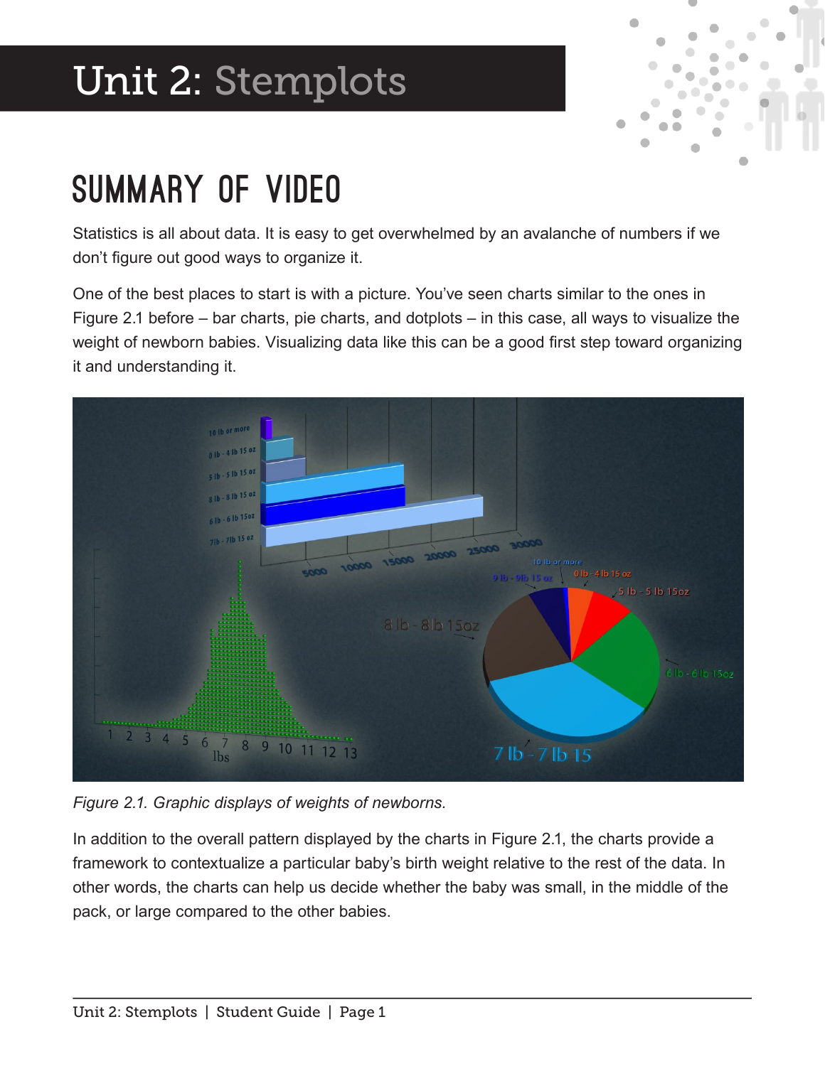# Unit 2: Stemplots

## SUMMARY OF VIDEO

Statistics is all about data. It is easy to get overwhelmed by an avalanche of numbers if we don't figure out good ways to organize it.

One of the best places to start is with a picture. You've seen charts similar to the ones in Figure 2.1 before – bar charts, pie charts, and dotplots – in this case, all ways to visualize the weight of newborn babies. Visualizing data like this can be a good first step toward organizing it and understanding it.

*Figure 2.1. Graphic displays of weights of newborns.*

In addition to the overall pattern displayed by the charts in Figure 2.1, the charts provide a framework to contextualize a particular baby's birth weight relative to the rest of the data. In other words, the charts can help us decide whether the baby was small, in the middle of the pack, or large compared to the other babies.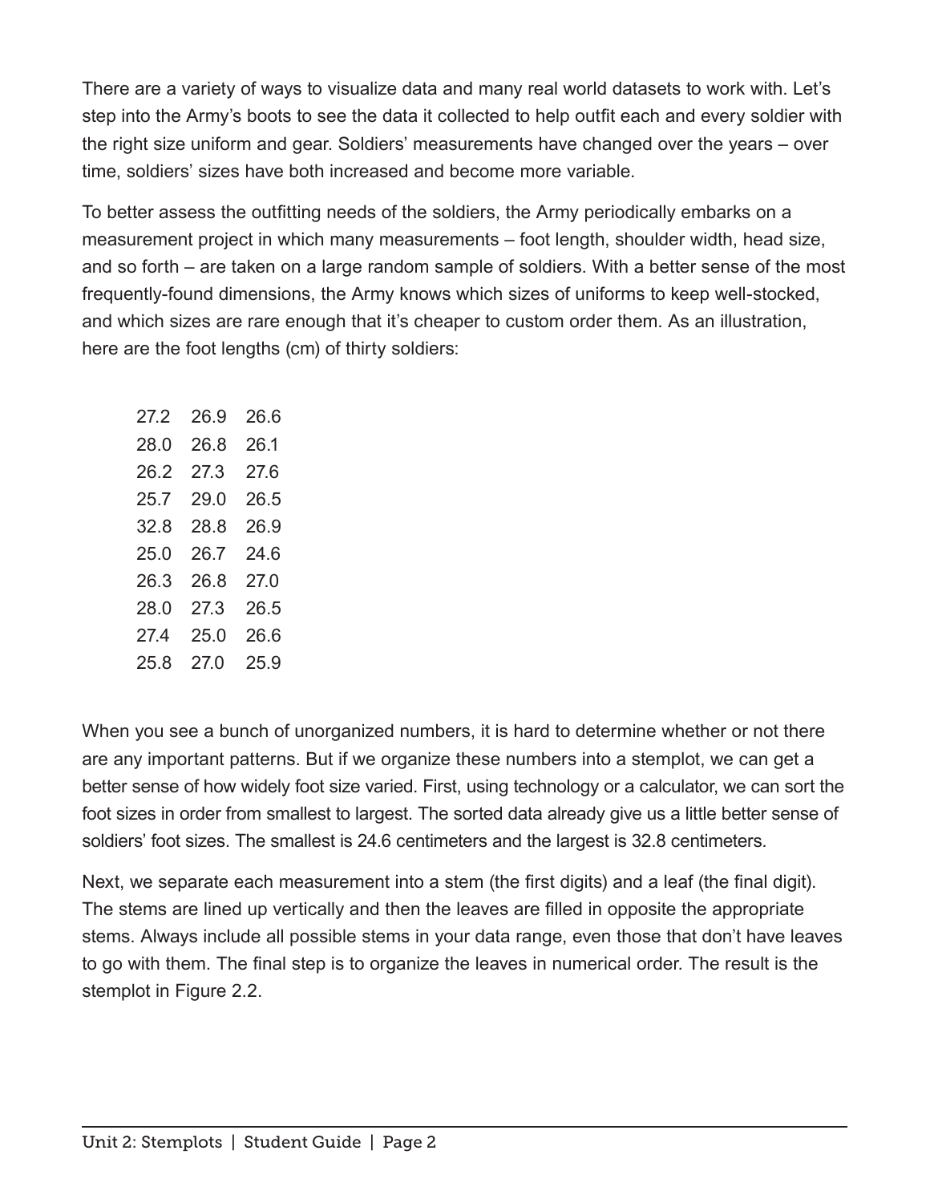There are a variety of ways to visualize data and many real world datasets to work with. Let's step into the Army's boots to see the data it collected to help outfit each and every soldier with the right size uniform and gear. Soldiers' measurements have changed over the years – over time, soldiers' sizes have both increased and become more variable.

To better assess the outfitting needs of the soldiers, the Army periodically embarks on a measurement project in which many measurements – foot length, shoulder width, head size, and so forth – are taken on a large random sample of soldiers. With a better sense of the most frequently-found dimensions, the Army knows which sizes of uniforms to keep well-stocked, and which sizes are rare enough that it's cheaper to custom order them. As an illustration, here are the foot lengths (cm) of thirty soldiers:

| | | |
|---|---|---|
| 27.2 | 26.9 | 26.6 |
| 28.0 | 26.8 | 26.1 |
| 26.2 | 27.3 | 27.6 |
| 25.7 | 29.0 | 26.5 |
| 32.8 | 28.8 | 26.9 |
| 25.0 | 26.7 | 24.6 |
| 26.3 | 26.8 | 27.0 |
| 28.0 | 27.3 | 26.5 |
| 27.4 | 25.0 | 26.6 |
| 25.8 | 27.0 | 25.9 |

When you see a bunch of unorganized numbers, it is hard to determine whether or not there are any important patterns. But if we organize these numbers into a stemplot, we can get a better sense of how widely foot size varied. First, using technology or a calculator, we can sort the foot sizes in order from smallest to largest. The sorted data already give us a little better sense of soldiers' foot sizes. The smallest is 24.6 centimeters and the largest is 32.8 centimeters.

Next, we separate each measurement into a stem (the first digits) and a leaf (the final digit). The stems are lined up vertically and then the leaves are filled in opposite the appropriate stems. Always include all possible stems in your data range, even those that don't have leaves to go with them. The final step is to organize the leaves in numerical order. The result is the stemplot in Figure 2.2.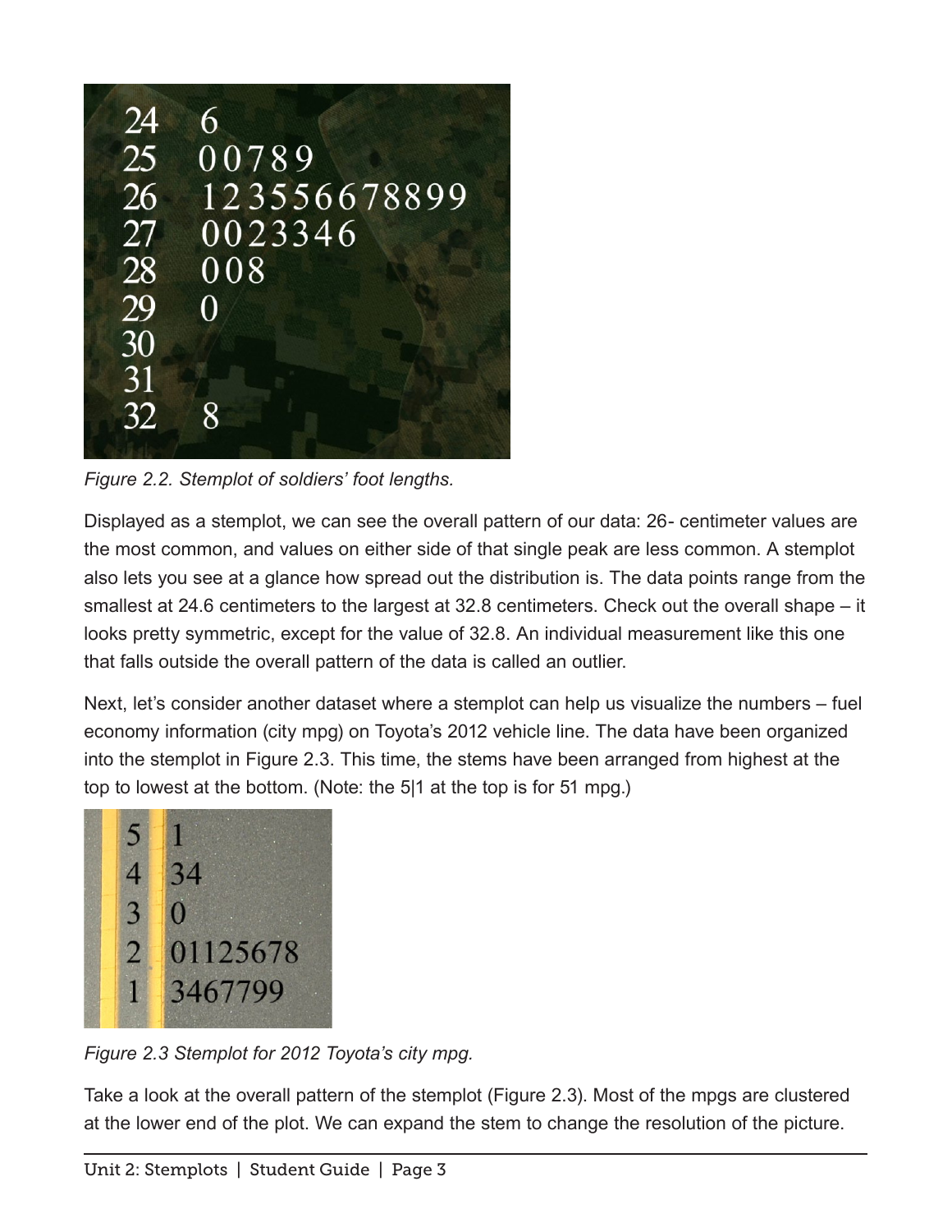```
24 | 6
25 | 00789
26 | 123556678899
27 | 0023346
28 | 008
29 | 0
30 |
31 |
32 | 8
```

*Figure 2.2. Stemplot of soldiers' foot lengths.*

Displayed as a stemplot, we can see the overall pattern of our data: 26- centimeter values are the most common, and values on either side of that single peak are less common. A stemplot also lets you see at a glance how spread out the distribution is. The data points range from the smallest at 24.6 centimeters to the largest at 32.8 centimeters. Check out the overall shape – it looks pretty symmetric, except for the value of 32.8. An individual measurement like this one that falls outside the overall pattern of the data is called an outlier.

Next, let's consider another dataset where a stemplot can help us visualize the numbers – fuel economy information (city mpg) on Toyota's 2012 vehicle line. The data have been organized into the stemplot in Figure 2.3. This time, the stems have been arranged from highest at the top to lowest at the bottom. (Note: the 5|1 at the top is for 51 mpg.)

```
5 | 1
4 | 34
3 | 0
2 | 01125678
1 | 3467799
```

*Figure 2.3 Stemplot for 2012 Toyota's city mpg.*

Take a look at the overall pattern of the stemplot (Figure 2.3). Most of the mpgs are clustered at the lower end of the plot. We can expand the stem to change the resolution of the picture.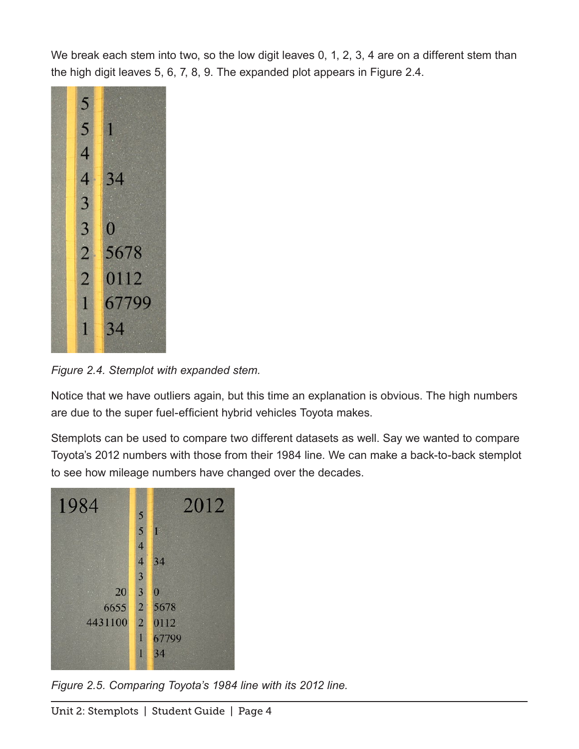We break each stem into two, so the low digit leaves 0, 1, 2, 3, 4 are on a different stem than the high digit leaves 5, 6, 7, 8, 9. The expanded plot appears in Figure 2.4.

| Stem | Leaves |
|---|---|
| 5 | |
| 5 | 1 |
| 4 | |
| 4 | 34 |
| 3 | |
| 3 | 0 |
| 2 | 5678 |
| 2 | 0112 |
| 1 | 67799 |
| 1 | 34 |

*Figure 2.4. Stemplot with expanded stem.*

Notice that we have outliers again, but this time an explanation is obvious. The high numbers are due to the super fuel-efficient hybrid vehicles Toyota makes.

Stemplots can be used to compare two different datasets as well. Say we wanted to compare Toyota's 2012 numbers with those from their 1984 line. We can make a back-to-back stemplot to see how mileage numbers have changed over the decades.

| 1984 | Stem | 2012 |
|---|---|---|
| | 5 | |
| | 5 | 1 |
| | 4 | |
| | 4 | 34 |
| | 3 | |
| 20 | 3 | 0 |
| 6655 | 2 | 5678 |
| 4431100 | 2 | 0112 |
| | 1 | 67799 |
| | 1 | 34 |

*Figure 2.5. Comparing Toyota's 1984 line with its 2012 line.*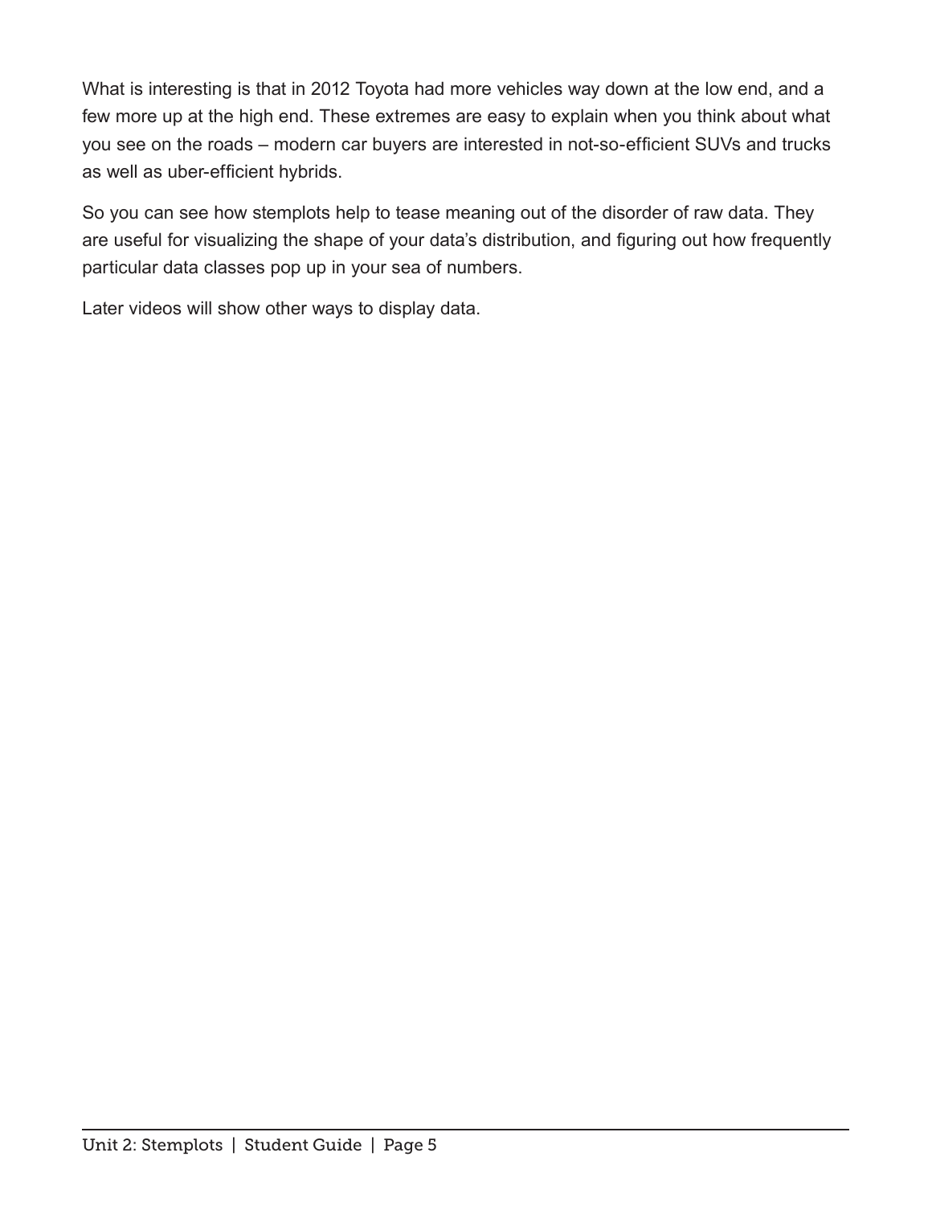What is interesting is that in 2012 Toyota had more vehicles way down at the low end, and a few more up at the high end. These extremes are easy to explain when you think about what you see on the roads – modern car buyers are interested in not-so-efficient SUVs and trucks as well as uber-efficient hybrids.

So you can see how stemplots help to tease meaning out of the disorder of raw data. They are useful for visualizing the shape of your data's distribution, and figuring out how frequently particular data classes pop up in your sea of numbers.

Later videos will show other ways to display data.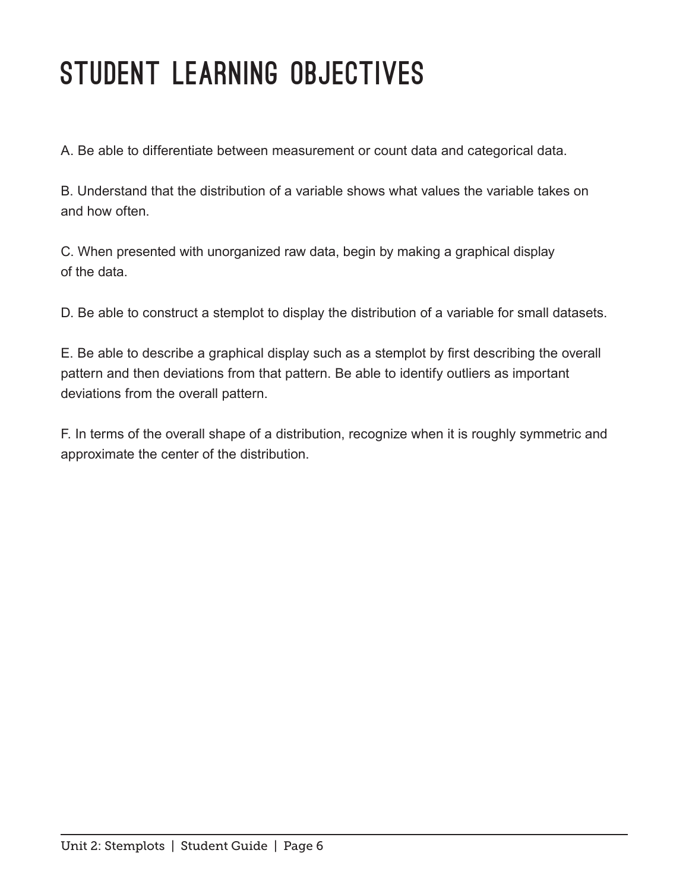# STUDENT LEARNING OBJECTIVES

A. Be able to differentiate between measurement or count data and categorical data.

B. Understand that the distribution of a variable shows what values the variable takes on and how often.

C. When presented with unorganized raw data, begin by making a graphical display of the data.

D. Be able to construct a stemplot to display the distribution of a variable for small datasets.

E. Be able to describe a graphical display such as a stemplot by first describing the overall pattern and then deviations from that pattern. Be able to identify outliers as important deviations from the overall pattern.

F. In terms of the overall shape of a distribution, recognize when it is roughly symmetric and approximate the center of the distribution.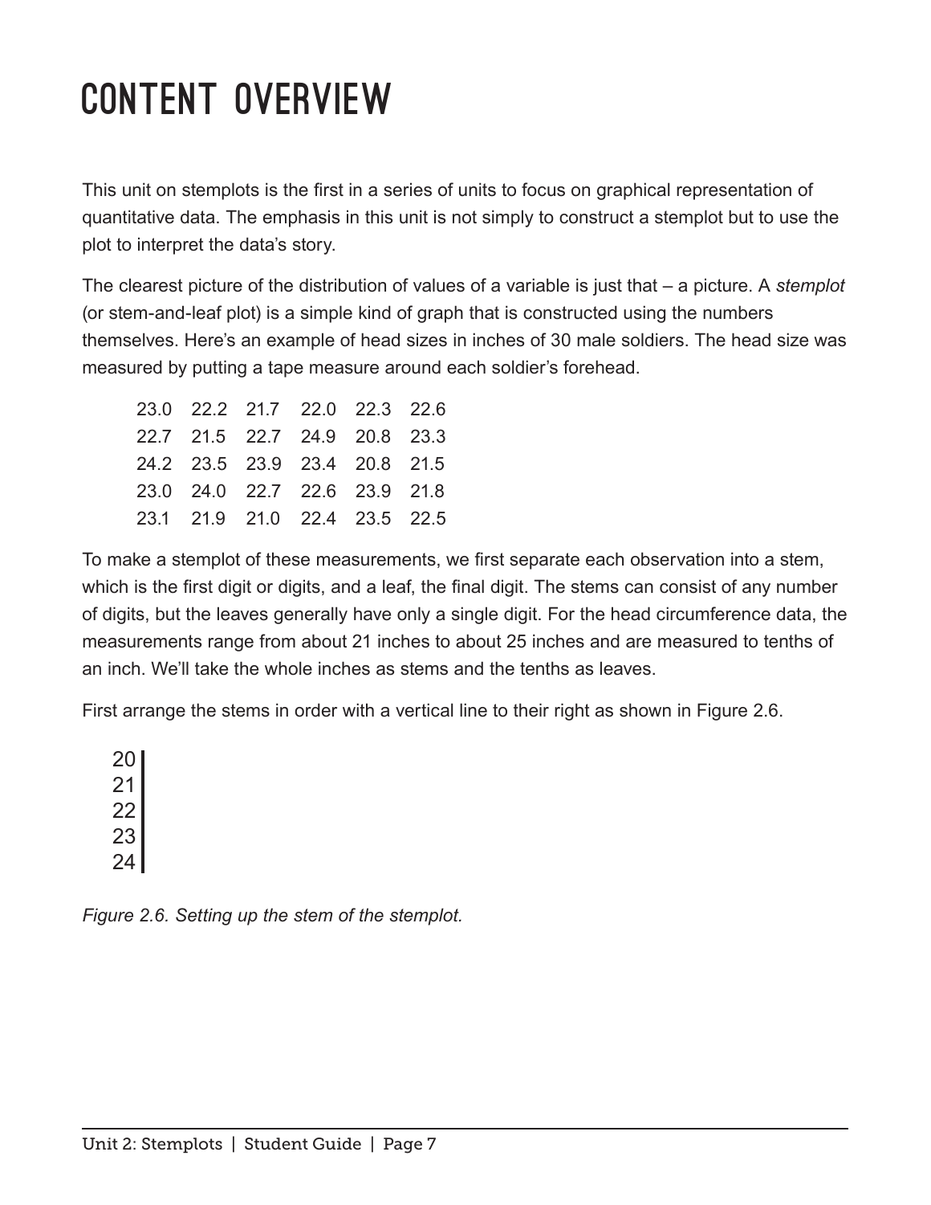# CONTENT OVERVIEW

This unit on stemplots is the first in a series of units to focus on graphical representation of quantitative data. The emphasis in this unit is not simply to construct a stemplot but to use the plot to interpret the data's story.

The clearest picture of the distribution of values of a variable is just that – a picture. A *stemplot* (or stem-and-leaf plot) is a simple kind of graph that is constructed using the numbers themselves. Here's an example of head sizes in inches of 30 male soldiers. The head size was measured by putting a tape measure around each soldier's forehead.

```
23.0  22.2  21.7  22.0  22.3  22.6
22.7  21.5  22.7  24.9  20.8  23.3
24.2  23.5  23.9  23.4  20.8  21.5
23.0  24.0  22.7  22.6  23.9  21.8
23.1  21.9  21.0  22.4  23.5  22.5
```

To make a stemplot of these measurements, we first separate each observation into a stem, which is the first digit or digits, and a leaf, the final digit. The stems can consist of any number of digits, but the leaves generally have only a single digit. For the head circumference data, the measurements range from about 21 inches to about 25 inches and are measured to tenths of an inch. We'll take the whole inches as stems and the tenths as leaves.

First arrange the stems in order with a vertical line to their right as shown in Figure 2.6.

```
20 |
21 |
22 |
23 |
24 |
```

*Figure 2.6. Setting up the stem of the stemplot.*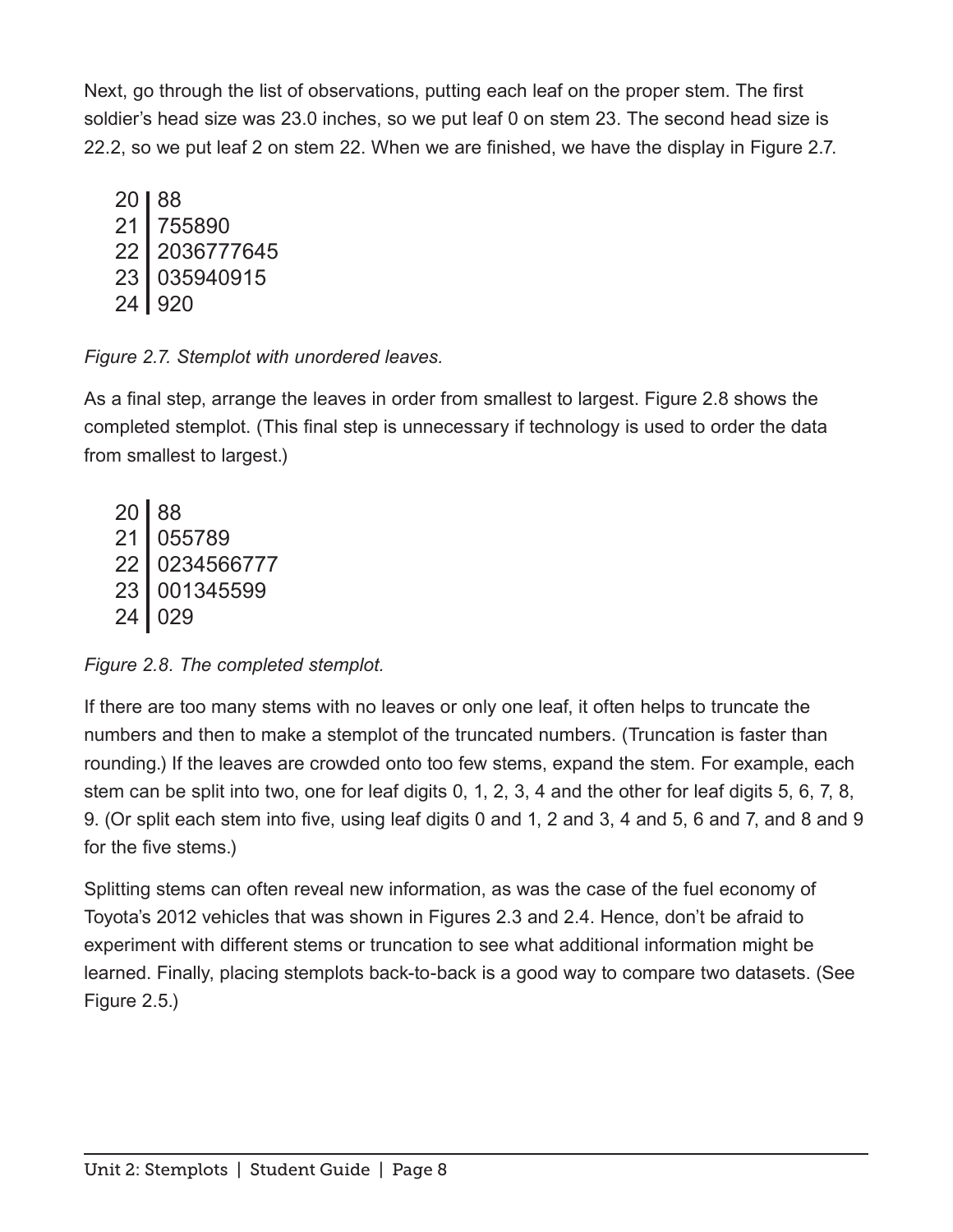Next, go through the list of observations, putting each leaf on the proper stem. The first soldier's head size was 23.0 inches, so we put leaf 0 on stem 23. The second head size is 22.2, so we put leaf 2 on stem 22. When we are finished, we have the display in Figure 2.7.

```
20 | 88
21 | 755890
22 | 2036777645
23 | 035940915
24 | 920
```

*Figure 2.7. Stemplot with unordered leaves.*

As a final step, arrange the leaves in order from smallest to largest. Figure 2.8 shows the completed stemplot. (This final step is unnecessary if technology is used to order the data from smallest to largest.)

```
20 | 88
21 | 055789
22 | 0234566777
23 | 001345599
24 | 029
```

*Figure 2.8. The completed stemplot.*

If there are too many stems with no leaves or only one leaf, it often helps to truncate the numbers and then to make a stemplot of the truncated numbers. (Truncation is faster than rounding.) If the leaves are crowded onto too few stems, expand the stem. For example, each stem can be split into two, one for leaf digits 0, 1, 2, 3, 4 and the other for leaf digits 5, 6, 7, 8, 9. (Or split each stem into five, using leaf digits 0 and 1, 2 and 3, 4 and 5, 6 and 7, and 8 and 9 for the five stems.)

Splitting stems can often reveal new information, as was the case of the fuel economy of Toyota's 2012 vehicles that was shown in Figures 2.3 and 2.4. Hence, don't be afraid to experiment with different stems or truncation to see what additional information might be learned. Finally, placing stemplots back-to-back is a good way to compare two datasets. (See Figure 2.5.)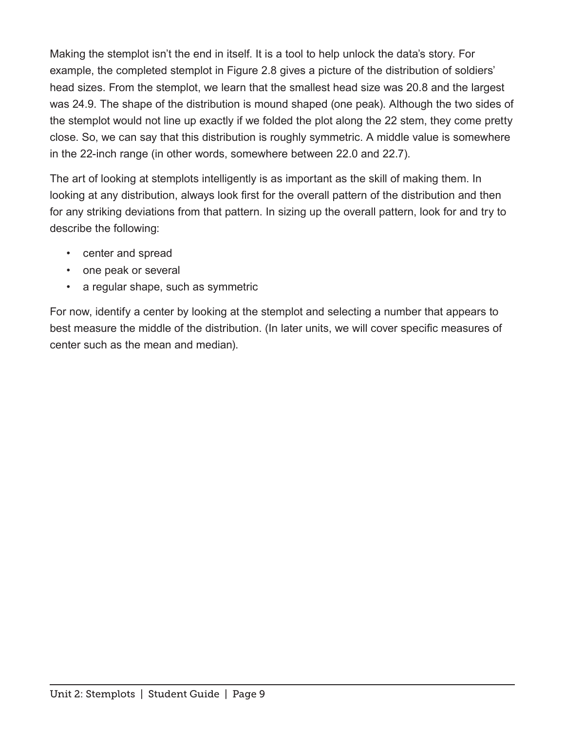Making the stemplot isn't the end in itself. It is a tool to help unlock the data's story. For example, the completed stemplot in Figure 2.8 gives a picture of the distribution of soldiers' head sizes. From the stemplot, we learn that the smallest head size was 20.8 and the largest was 24.9. The shape of the distribution is mound shaped (one peak). Although the two sides of the stemplot would not line up exactly if we folded the plot along the 22 stem, they come pretty close. So, we can say that this distribution is roughly symmetric. A middle value is somewhere in the 22-inch range (in other words, somewhere between 22.0 and 22.7).

The art of looking at stemplots intelligently is as important as the skill of making them. In looking at any distribution, always look first for the overall pattern of the distribution and then for any striking deviations from that pattern. In sizing up the overall pattern, look for and try to describe the following:

- center and spread
- one peak or several
- a regular shape, such as symmetric

For now, identify a center by looking at the stemplot and selecting a number that appears to best measure the middle of the distribution. (In later units, we will cover specific measures of center such as the mean and median).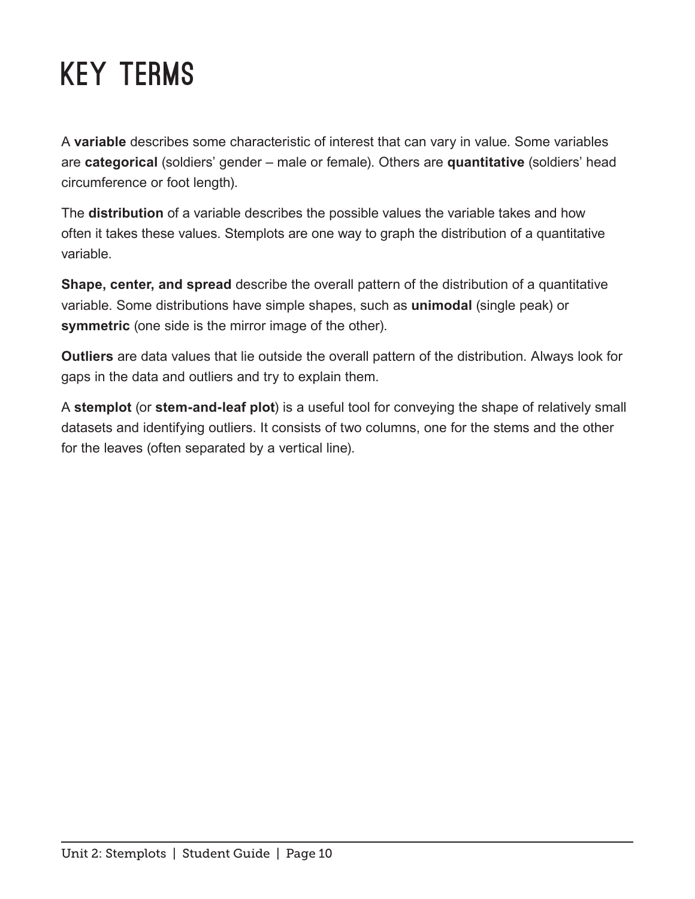# KEY TERMS

A **variable** describes some characteristic of interest that can vary in value. Some variables are **categorical** (soldiers' gender – male or female). Others are **quantitative** (soldiers' head circumference or foot length).

The **distribution** of a variable describes the possible values the variable takes and how often it takes these values. Stemplots are one way to graph the distribution of a quantitative variable.

**Shape, center, and spread** describe the overall pattern of the distribution of a quantitative variable. Some distributions have simple shapes, such as **unimodal** (single peak) or **symmetric** (one side is the mirror image of the other).

**Outliers** are data values that lie outside the overall pattern of the distribution. Always look for gaps in the data and outliers and try to explain them.

A **stemplot** (or **stem-and-leaf plot**) is a useful tool for conveying the shape of relatively small datasets and identifying outliers. It consists of two columns, one for the stems and the other for the leaves (often separated by a vertical line).